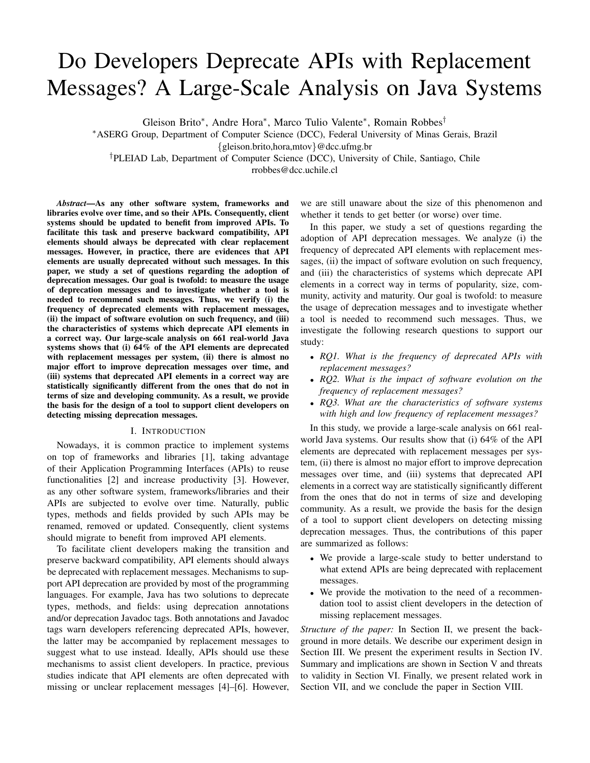# Do Developers Deprecate APIs with Replacement Messages? A Large-Scale Analysis on Java Systems

Gleison Brito[*], Andre Hora[*], Marco Tulio Valente[*], Romain Robbes[†]

[*]ASERG Group, Department of Computer Science (DCC), Federal University of Minas Gerais, Brazil

{gleison.brito,hora,mtov}@dcc.ufmg.br

[†]PLEIAD Lab, Department of Computer Science (DCC), University of Chile, Santiago, Chile

rrobbes@dcc.uchile.cl

***Abstract*—As any other software system, frameworks and libraries evolve over time, and so their APIs. Consequently, client systems should be updated to benefit from improved APIs. To facilitate this task and preserve backward compatibility, API elements should always be deprecated with clear replacement messages. However, in practice, there are evidences that API elements are usually deprecated without such messages. In this paper, we study a set of questions regarding the adoption of deprecation messages. Our goal is twofold: to measure the usage of deprecation messages and to investigate whether a tool is needed to recommend such messages. Thus, we verify (i) the frequency of deprecated elements with replacement messages, (ii) the impact of software evolution on such frequency, and (iii) the characteristics of systems which deprecate API elements in a correct way. Our large-scale analysis on 661 real-world Java systems shows that (i) 64% of the API elements are deprecated with replacement messages per system, (ii) there is almost no major effort to improve deprecation messages over time, and (iii) systems that deprecated API elements in a correct way are statistically significantly different from the ones that do not in terms of size and developing community. As a result, we provide the basis for the design of a tool to support client developers on detecting missing deprecation messages.**

## I. Introduction

Nowadays, it is common practice to implement systems on top of frameworks and libraries [1], taking advantage of their Application Programming Interfaces (APIs) to reuse functionalities [2] and increase productivity [3]. However, as any other software system, frameworks/libraries and their APIs are subjected to evolve over time. Naturally, public types, methods and fields provided by such APIs may be renamed, removed or updated. Consequently, client systems should migrate to benefit from improved API elements.

To facilitate client developers making the transition and preserve backward compatibility, API elements should always be deprecated with replacement messages. Mechanisms to support API deprecation are provided by most of the programming languages. For example, Java has two solutions to deprecate types, methods, and fields: using deprecation annotations and/or deprecation Javadoc tags. Both annotations and Javadoc tags warn developers referencing deprecated APIs, however, the latter may be accompanied by replacement messages to suggest what to use instead. Ideally, APIs should use these mechanisms to assist client developers. In practice, previous studies indicate that API elements are often deprecated with missing or unclear replacement messages [4]–[6]. However, we are still unaware about the size of this phenomenon and whether it tends to get better (or worse) over time.

In this paper, we study a set of questions regarding the adoption of API deprecation messages. We analyze (i) the frequency of deprecated API elements with replacement messages, (ii) the impact of software evolution on such frequency, and (iii) the characteristics of systems which deprecate API elements in a correct way in terms of popularity, size, community, activity and maturity. Our goal is twofold: to measure the usage of deprecation messages and to investigate whether a tool is needed to recommend such messages. Thus, we investigate the following research questions to support our study:

- *RQ1. What is the frequency of deprecated APIs with replacement messages?*
- *RQ2. What is the impact of software evolution on the frequency of replacement messages?*
- *RQ3. What are the characteristics of software systems with high and low frequency of replacement messages?*

In this study, we provide a large-scale analysis on 661 real-world Java systems. Our results show that (i) 64% of the API elements are deprecated with replacement messages per system, (ii) there is almost no major effort to improve deprecation messages over time, and (iii) systems that deprecated API elements in a correct way are statistically significantly different from the ones that do not in terms of size and developing community. As a result, we provide the basis for the design of a tool to support client developers on detecting missing deprecation messages. Thus, the contributions of this paper are summarized as follows:

- We provide a large-scale study to better understand to what extend APIs are being deprecated with replacement messages.
- We provide the motivation to the need of a recommendation tool to assist client developers in the detection of missing replacement messages.

*Structure of the paper:* In Section II, we present the background in more details. We describe our experiment design in Section III. We present the experiment results in Section IV. Summary and implications are shown in Section V and threats to validity in Section VI. Finally, we present related work in Section VII, and we conclude the paper in Section VIII.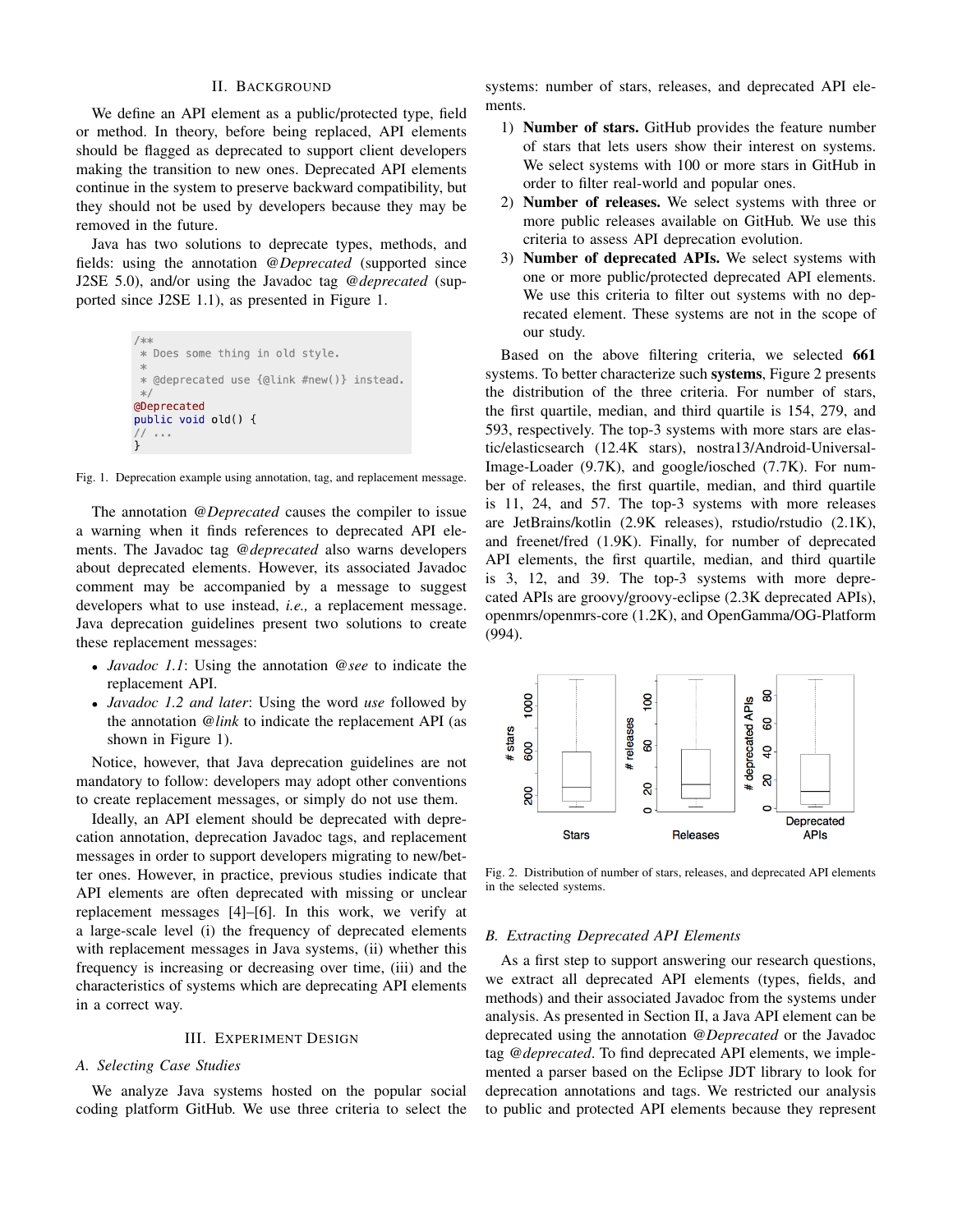## II. Background

We define an API element as a public/protected type, field or method. In theory, before being replaced, API elements should be flagged as deprecated to support client developers making the transition to new ones. Deprecated API elements continue in the system to preserve backward compatibility, but they should not be used by developers because they may be removed in the future.

Java has two solutions to deprecate types, methods, and fields: using the annotation *@Deprecated* (supported since J2SE 5.0), and/or using the Javadoc tag *@deprecated* (supported since J2SE 1.1), as presented in Figure 1.

```
/**
 * Does some thing in old style.
 *
 * @deprecated use {@link #new()} instead.
 */
@Deprecated
public void old() {
// ...
}
```

Fig. 1. Deprecation example using annotation, tag, and replacement message.

The annotation *@Deprecated* causes the compiler to issue a warning when it finds references to deprecated API elements. The Javadoc tag *@deprecated* also warns developers about deprecated elements. However, its associated Javadoc comment may be accompanied by a message to suggest developers what to use instead, *i.e.,* a replacement message. Java deprecation guidelines present two solutions to create these replacement messages:

- *Javadoc 1.1*: Using the annotation *@see* to indicate the replacement API.
- *Javadoc 1.2 and later*: Using the word *use* followed by the annotation *@link* to indicate the replacement API (as shown in Figure 1).

Notice, however, that Java deprecation guidelines are not mandatory to follow: developers may adopt other conventions to create replacement messages, or simply do not use them.

Ideally, an API element should be deprecated with deprecation annotation, deprecation Javadoc tags, and replacement messages in order to support developers migrating to new/better ones. However, in practice, previous studies indicate that API elements are often deprecated with missing or unclear replacement messages [4]–[6]. In this work, we verify at a large-scale level (i) the frequency of deprecated elements with replacement messages in Java systems, (ii) whether this frequency is increasing or decreasing over time, (iii) and the characteristics of systems which are deprecating API elements in a correct way.

## III. Experiment Design

### A. Selecting Case Studies

We analyze Java systems hosted on the popular social coding platform GitHub. We use three criteria to select the systems: number of stars, releases, and deprecated API elements.

1) **Number of stars.** GitHub provides the feature number of stars that lets users show their interest on systems. We select systems with 100 or more stars in GitHub in order to filter real-world and popular ones.
2) **Number of releases.** We select systems with three or more public releases available on GitHub. We use this criteria to assess API deprecation evolution.
3) **Number of deprecated APIs.** We select systems with one or more public/protected deprecated API elements. We use this criteria to filter out systems with no deprecated element. These systems are not in the scope of our study.

Based on the above filtering criteria, we selected **661** systems. To better characterize such **systems**, Figure 2 presents the distribution of the three criteria. For number of stars, the first quartile, median, and third quartile is 154, 279, and 593, respectively. The top-3 systems with more stars are elastic/elasticsearch (12.4K stars), nostra13/Android-Universal-Image-Loader (9.7K), and google/iosched (7.7K). For number of releases, the first quartile, median, and third quartile is 11, 24, and 57. The top-3 systems with more releases are JetBrains/kotlin (2.9K releases), rstudio/rstudio (2.1K), and freenet/fred (1.9K). Finally, for number of deprecated API elements, the first quartile, median, and third quartile is 3, 12, and 39. The top-3 systems with more deprecated APIs are groovy/groovy-eclipse (2.3K deprecated APIs), openmrs/openmrs-core (1.2K), and OpenGamma/OG-Platform (994).

Fig. 2. Distribution of number of stars, releases, and deprecated API elements in the selected systems.

### B. Extracting Deprecated API Elements

As a first step to support answering our research questions, we extract all deprecated API elements (types, fields, and methods) and their associated Javadoc from the systems under analysis. As presented in Section II, a Java API element can be deprecated using the annotation *@Deprecated* or the Javadoc tag *@deprecated*. To find deprecated API elements, we implemented a parser based on the Eclipse JDT library to look for deprecation annotations and tags. We restricted our analysis to public and protected API elements because they represent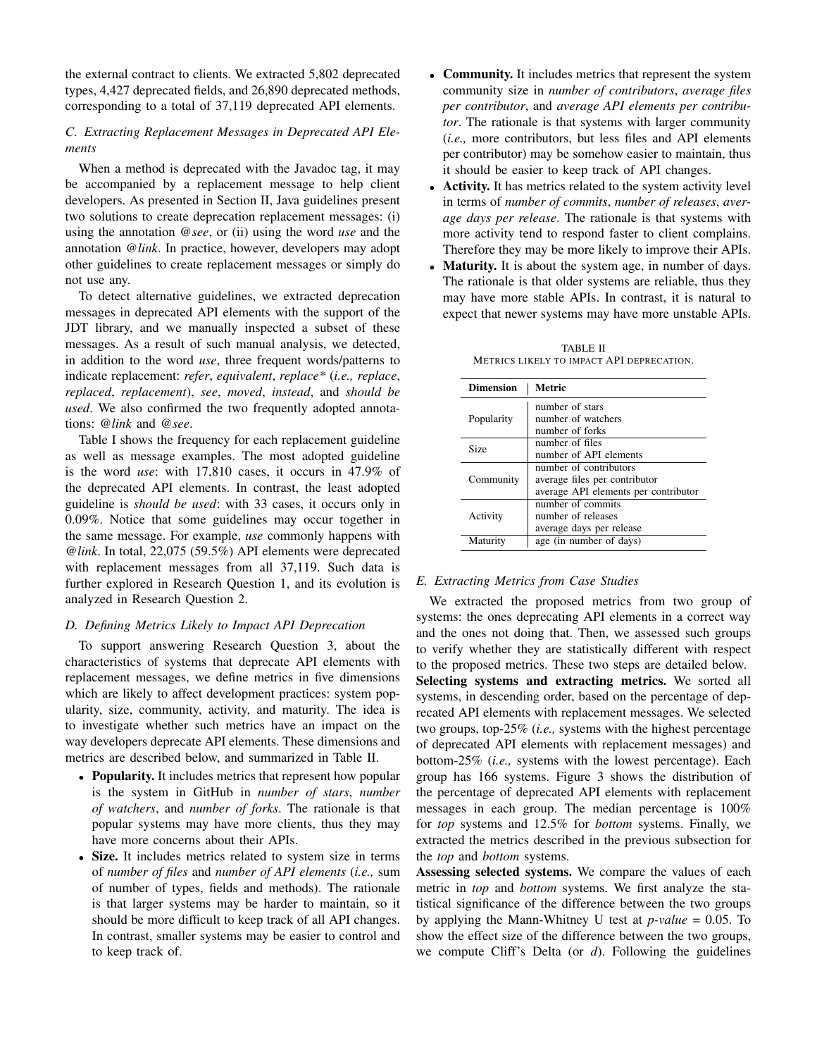the external contract to clients. We extracted 5,802 deprecated types, 4,427 deprecated fields, and 26,890 deprecated methods, corresponding to a total of 37,119 deprecated API elements.

### C. Extracting Replacement Messages in Deprecated API Elements

When a method is deprecated with the Javadoc tag, it may be accompanied by a replacement message to help client developers. As presented in Section II, Java guidelines present two solutions to create deprecation replacement messages: (i) using the annotation *@see*, or (ii) using the word *use* and the annotation *@link*. In practice, however, developers may adopt other guidelines to create replacement messages or simply do not use any.

To detect alternative guidelines, we extracted deprecation messages in deprecated API elements with the support of the JDT library, and we manually inspected a subset of these messages. As a result of such manual analysis, we detected, in addition to the word *use*, three frequent words/patterns to indicate replacement: *refer*, *equivalent*, *replace** (*i.e., replace*, *replaced*, *replacement*), *see*, *moved*, *instead*, and *should be used*. We also confirmed the two frequently adopted annotations: *@link* and *@see*.

Table I shows the frequency for each replacement guideline as well as message examples. The most adopted guideline is the word *use*: with 17,810 cases, it occurs in 47.9% of the deprecated API elements. In contrast, the least adopted guideline is *should be used*: with 33 cases, it occurs only in 0.09%. Notice that some guidelines may occur together in the same message. For example, *use* commonly happens with *@link*. In total, 22,075 (59.5%) API elements were deprecated with replacement messages from all 37,119. Such data is further explored in Research Question 1, and its evolution is analyzed in Research Question 2.

### D. Defining Metrics Likely to Impact API Deprecation

To support answering Research Question 3, about the characteristics of systems that deprecate API elements with replacement messages, we define metrics in five dimensions which are likely to affect development practices: system popularity, size, community, activity, and maturity. The idea is to investigate whether such metrics have an impact on the way developers deprecate API elements. These dimensions and metrics are described below, and summarized in Table II.

- **Popularity.** It includes metrics that represent how popular is the system in GitHub in terms of *number of stars*, *number of watchers*, and *number of forks*. The rationale is that popular systems may have more clients, thus they may have more concerns about their APIs.
- **Size.** It includes metrics related to system size in terms of *number of files* and *number of API elements* (*i.e.,* sum of number of types, fields and methods). The rationale is that larger systems may be harder to maintain, so it should be more difficult to keep track of all API changes. In contrast, smaller systems may be easier to control and to keep track of.
- **Community.** It includes metrics that represent the system community size in *number of contributors*, *average files per contributor*, and *average API elements per contributor*. The rationale is that systems with larger community (*i.e.,* more contributors, but less files and API elements per contributor) may be somehow easier to maintain, thus it should be easier to keep track of API changes.
- **Activity.** It has metrics related to the system activity level in terms of *number of commits*, *number of releases*, *average days per release*. The rationale is that systems with more activity tend to respond faster to client complains. Therefore they may be more likely to improve their APIs.
- **Maturity.** It is about the system age, in number of days. The rationale is that older systems are reliable, thus they may have more stable APIs. In contrast, it is natural to expect that newer systems may have more unstable APIs.

TABLE II
METRICS LIKELY TO IMPACT API DEPRECATION.

| Dimension | Metric |
|---|---|
| Popularity | number of stars<br>number of watchers<br>number of forks |
| Size | number of files<br>number of API elements |
| Community | number of contributors<br>average files per contributor<br>average API elements per contributor |
| Activity | number of commits<br>number of releases<br>average days per release |
| Maturity | age (in number of days) |

### E. Extracting Metrics from Case Studies

We extracted the proposed metrics from two group of systems: the ones deprecating API elements in a correct way and the ones not doing that. Then, we assessed such groups to verify whether they are statistically different with respect to the proposed metrics. These two steps are detailed below.

**Selecting systems and extracting metrics.** We sorted all systems, in descending order, based on the percentage of deprecated API elements with replacement messages. We selected two groups, top-25% (*i.e.,* systems with the highest percentage of deprecated API elements with replacement messages) and bottom-25% (*i.e.,* systems with the lowest percentage). Each group has 166 systems. Figure 3 shows the distribution of the percentage of deprecated API elements with replacement messages in each group. The median percentage is 100% for *top* systems and 12.5% for *bottom* systems. Finally, we extracted the metrics described in the previous subsection for the *top* and *bottom* systems.

**Assessing selected systems.** We compare the values of each metric in *top* and *bottom* systems. We first analyze the statistical significance of the difference between the two groups by applying the Mann-Whitney U test at *p-value* = 0.05. To show the effect size of the difference between the two groups, we compute Cliff's Delta (or *d*). Following the guidelines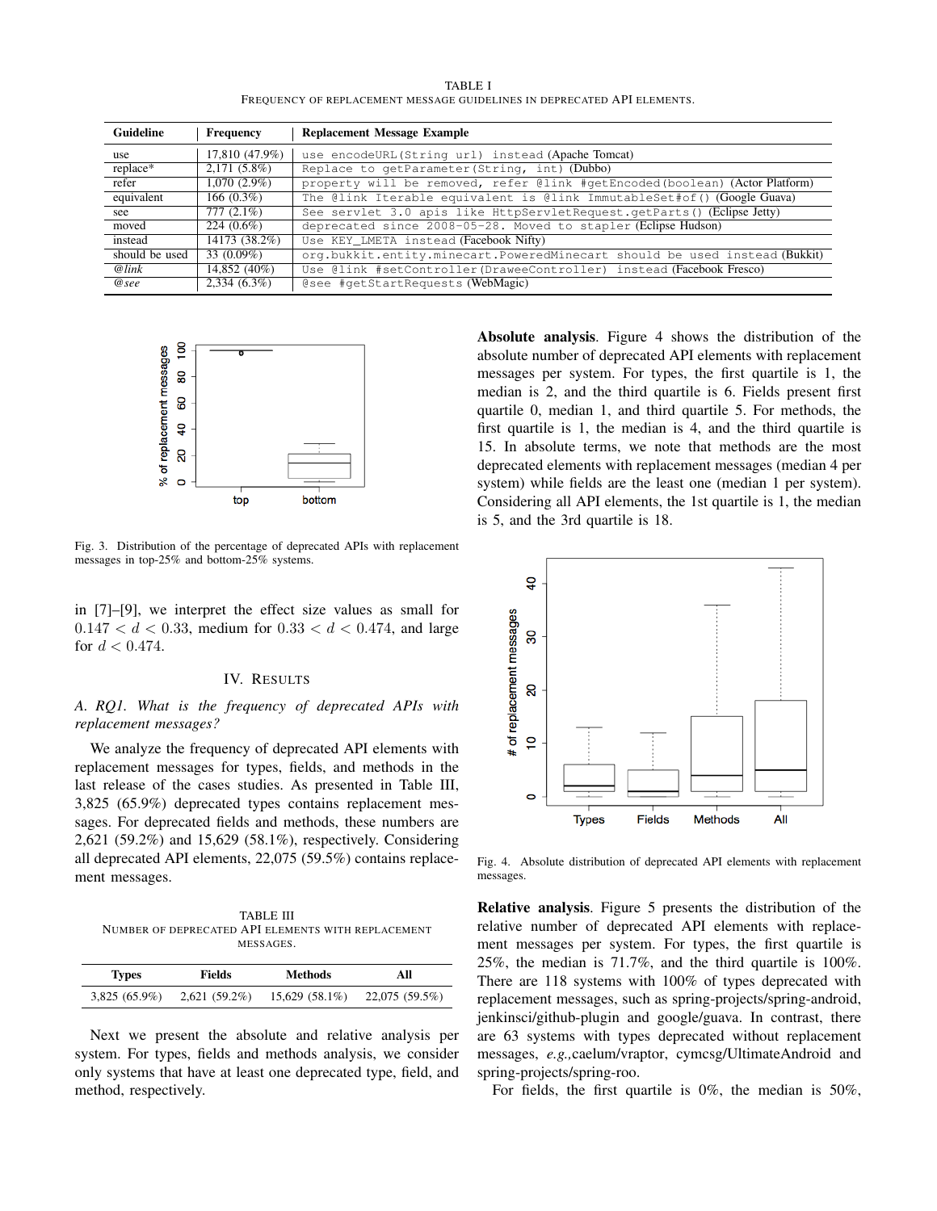TABLE I
FREQUENCY OF REPLACEMENT MESSAGE GUIDELINES IN DEPRECATED API ELEMENTS.

| Guideline | Frequency | Replacement Message Example |
|---|---|---|
| use | 17,810 (47.9%) | `use encodeURL(String url) instead` (Apache Tomcat) |
| replace* | 2,171 (5.8%) | `Replace to getParameter(String, int)` (Dubbo) |
| refer | 1,070 (2.9%) | `property will be removed, refer @link #getEncoded(boolean)` (Actor Platform) |
| equivalent | 166 (0.3%) | `The @link Iterable equivalent is @link ImmutableSet#of()` (Google Guava) |
| see | 777 (2.1%) | `See servlet 3.0 apis like HttpServletRequest.getParts()` (Eclipse Jetty) |
| moved | 224 (0.6%) | `deprecated since 2008-05-28. Moved to stapler` (Eclipse Hudson) |
| instead | 14173 (38.2%) | `Use KEY_LMETA instead` (Facebook Nifty) |
| should be used | 33 (0.09%) | `org.bukkit.entity.minecart.PoweredMinecart should be used instead` (Bukkit) |
| *@link* | 14,852 (40%) | `Use @link #setController(DraweeController) instead` (Facebook Fresco) |
| *@see* | 2,334 (6.3%) | `@see #getStartRequests` (WebMagic) |

Fig. 3. Distribution of the percentage of deprecated APIs with replacement messages in top-25% and bottom-25% systems.

in [7]–[9], we interpret the effect size values as small for $0.147 < d < 0.33$, medium for $0.33 < d < 0.474$, and large for $d < 0.474$.

## IV. RESULTS

### A. RQ1. What is the frequency of deprecated APIs with replacement messages?

We analyze the frequency of deprecated API elements with replacement messages for types, fields, and methods in the last release of the cases studies. As presented in Table III, 3,825 (65.9%) deprecated types contains replacement messages. For deprecated fields and methods, these numbers are 2,621 (59.2%) and 15,629 (58.1%), respectively. Considering all deprecated API elements, 22,075 (59.5%) contains replacement messages.

TABLE III
NUMBER OF DEPRECATED API ELEMENTS WITH REPLACEMENT MESSAGES.

| Types | Fields | Methods | All |
|---|---|---|---|
| 3,825 (65.9%) | 2,621 (59.2%) | 15,629 (58.1%) | 22,075 (59.5%) |

Next we present the absolute and relative analysis per system. For types, fields and methods analysis, we consider only systems that have at least one deprecated type, field, and method, respectively.

**Absolute analysis**. Figure 4 shows the distribution of the absolute number of deprecated API elements with replacement messages per system. For types, the first quartile is 1, the median is 2, and the third quartile is 6. Fields present first quartile 0, median 1, and third quartile 5. For methods, the first quartile is 1, the median is 4, and the third quartile is 15. In absolute terms, we note that methods are the most deprecated elements with replacement messages (median 4 per system) while fields are the least one (median 1 per system). Considering all API elements, the 1st quartile is 1, the median is 5, and the 3rd quartile is 18.

Fig. 4. Absolute distribution of deprecated API elements with replacement messages.

**Relative analysis**. Figure 5 presents the distribution of the relative number of deprecated API elements with replacement messages per system. For types, the first quartile is 25%, the median is 71.7%, and the third quartile is 100%. There are 118 systems with 100% of types deprecated with replacement messages, such as spring-projects/spring-android, jenkinsci/github-plugin and google/guava. In contrast, there are 63 systems with types deprecated without replacement messages, *e.g.,*caelum/vraptor, cymcsg/UltimateAndroid and spring-projects/spring-roo.

For fields, the first quartile is 0%, the median is 50%,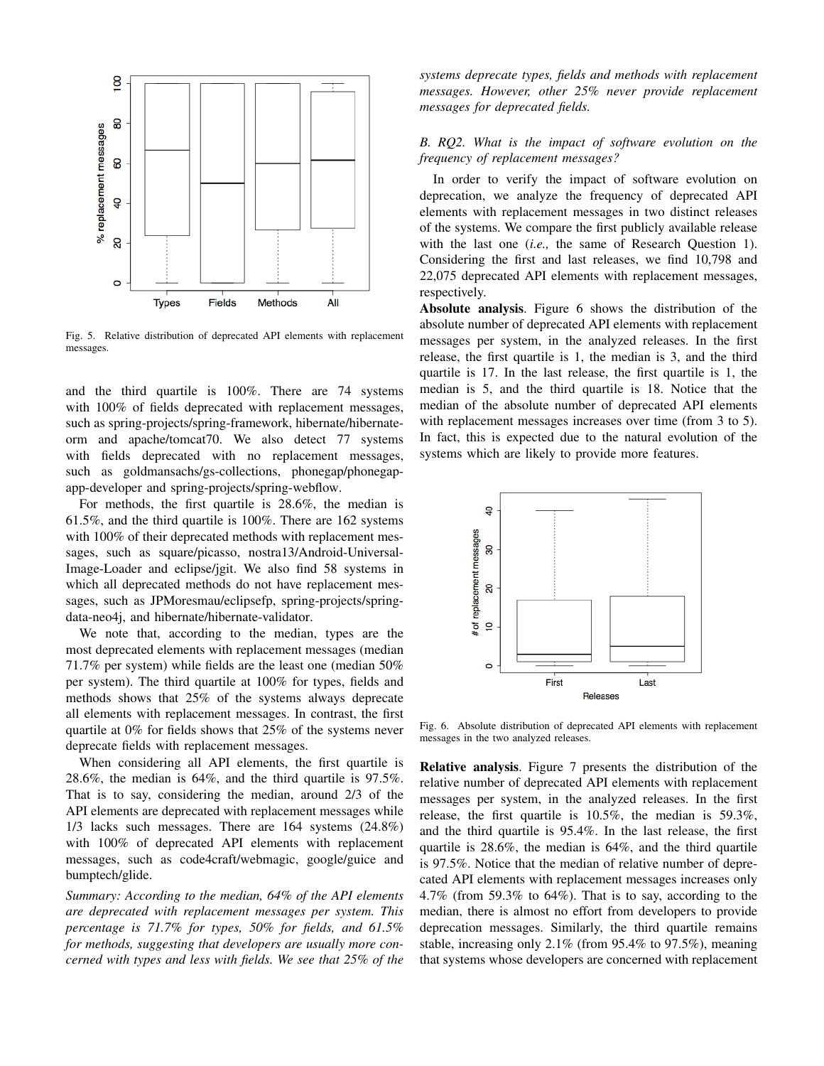Fig. 5. Relative distribution of deprecated API elements with replacement messages.

and the third quartile is 100%. There are 74 systems with 100% of fields deprecated with replacement messages, such as spring-projects/spring-framework, hibernate/hibernate-orm and apache/tomcat70. We also detect 77 systems with fields deprecated with no replacement messages, such as goldmansachs/gs-collections, phonegap/phonegap-app-developer and spring-projects/spring-webflow.

For methods, the first quartile is 28.6%, the median is 61.5%, and the third quartile is 100%. There are 162 systems with 100% of their deprecated methods with replacement messages, such as square/picasso, nostra13/Android-Universal-Image-Loader and eclipse/jgit. We also find 58 systems in which all deprecated methods do not have replacement messages, such as JPMoresmau/eclipsefp, spring-projects/spring-data-neo4j, and hibernate/hibernate-validator.

We note that, according to the median, types are the most deprecated elements with replacement messages (median 71.7% per system) while fields are the least one (median 50% per system). The third quartile at 100% for types, fields and methods shows that 25% of the systems always deprecate all elements with replacement messages. In contrast, the first quartile at 0% for fields shows that 25% of the systems never deprecate fields with replacement messages.

When considering all API elements, the first quartile is 28.6%, the median is 64%, and the third quartile is 97.5%. That is to say, considering the median, around 2/3 of the API elements are deprecated with replacement messages while 1/3 lacks such messages. There are 164 systems (24.8%) with 100% of deprecated API elements with replacement messages, such as code4craft/webmagic, google/guice and bumptech/glide.

*Summary: According to the median, 64% of the API elements are deprecated with replacement messages per system. This percentage is 71.7% for types, 50% for fields, and 61.5% for methods, suggesting that developers are usually more concerned with types and less with fields. We see that 25% of the systems deprecate types, fields and methods with replacement messages. However, other 25% never provide replacement messages for deprecated fields.*

### B. RQ2. What is the impact of software evolution on the frequency of replacement messages?

In order to verify the impact of software evolution on deprecation, we analyze the frequency of deprecated API elements with replacement messages in two distinct releases of the systems. We compare the first publicly available release with the last one (*i.e.,* the same of Research Question 1). Considering the first and last releases, we find 10,798 and 22,075 deprecated API elements with replacement messages, respectively.

**Absolute analysis**. Figure 6 shows the distribution of the absolute number of deprecated API elements with replacement messages per system, in the analyzed releases. In the first release, the first quartile is 1, the median is 3, and the third quartile is 17. In the last release, the first quartile is 1, the median is 5, and the third quartile is 18. Notice that the median of the absolute number of deprecated API elements with replacement messages increases over time (from 3 to 5). In fact, this is expected due to the natural evolution of the systems which are likely to provide more features.

Fig. 6. Absolute distribution of deprecated API elements with replacement messages in the two analyzed releases.

**Relative analysis**. Figure 7 presents the distribution of the relative number of deprecated API elements with replacement messages per system, in the analyzed releases. In the first release, the first quartile is 10.5%, the median is 59.3%, and the third quartile is 95.4%. In the last release, the first quartile is 28.6%, the median is 64%, and the third quartile is 97.5%. Notice that the median of relative number of deprecated API elements with replacement messages increases only 4.7% (from 59.3% to 64%). That is to say, according to the median, there is almost no effort from developers to provide deprecation messages. Similarly, the third quartile remains stable, increasing only 2.1% (from 95.4% to 97.5%), meaning that systems whose developers are concerned with replacement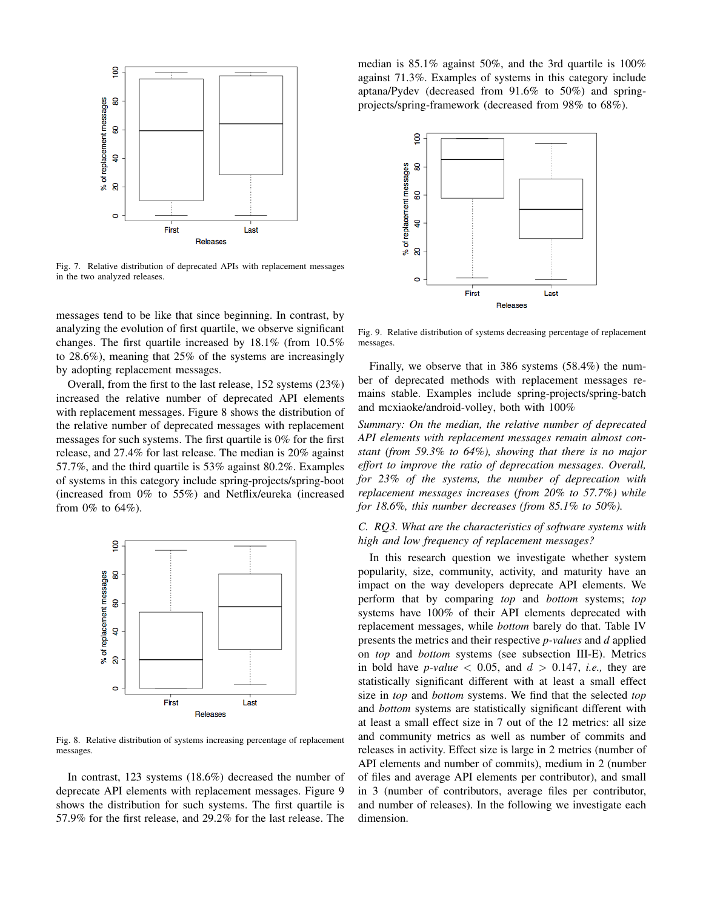Fig. 7. Relative distribution of deprecated APIs with replacement messages in the two analyzed releases.

messages tend to be like that since beginning. In contrast, by analyzing the evolution of first quartile, we observe significant changes. The first quartile increased by 18.1% (from 10.5% to 28.6%), meaning that 25% of the systems are increasingly by adopting replacement messages.

Overall, from the first to the last release, 152 systems (23%) increased the relative number of deprecated API elements with replacement messages. Figure 8 shows the distribution of the relative number of deprecated messages with replacement messages for such systems. The first quartile is 0% for the first release, and 27.4% for last release. The median is 20% against 57.7%, and the third quartile is 53% against 80.2%. Examples of systems in this category include spring-projects/spring-boot (increased from 0% to 55%) and Netflix/eureka (increased from 0% to 64%).

Fig. 8. Relative distribution of systems increasing percentage of replacement messages.

In contrast, 123 systems (18.6%) decreased the number of deprecate API elements with replacement messages. Figure 9 shows the distribution for such systems. The first quartile is 57.9% for the first release, and 29.2% for the last release. The median is 85.1% against 50%, and the 3rd quartile is 100% against 71.3%. Examples of systems in this category include aptana/Pydev (decreased from 91.6% to 50%) and spring-projects/spring-framework (decreased from 98% to 68%).

Fig. 9. Relative distribution of systems decreasing percentage of replacement messages.

Finally, we observe that in 386 systems (58.4%) the number of deprecated methods with replacement messages remains stable. Examples include spring-projects/spring-batch and mcxiaoke/android-volley, both with 100%

*Summary: On the median, the relative number of deprecated API elements with replacement messages remain almost constant (from 59.3% to 64%), showing that there is no major effort to improve the ratio of deprecation messages. Overall, for 23% of the systems, the number of deprecation with replacement messages increases (from 20% to 57.7%) while for 18.6%, this number decreases (from 85.1% to 50%).*

### *C. RQ3. What are the characteristics of software systems with high and low frequency of replacement messages?*

In this research question we investigate whether system popularity, size, community, activity, and maturity have an impact on the way developers deprecate API elements. We perform that by comparing *top* and *bottom* systems; *top* systems have 100% of their API elements deprecated with replacement messages, while *bottom* barely do that. Table IV presents the metrics and their respective *p-values* and *d* applied on *top* and *bottom* systems (see subsection III-E). Metrics in bold have *p-value* $< 0.05$, and $d > 0.147$, *i.e.,* they are statistically significant different with at least a small effect size in *top* and *bottom* systems. We find that the selected *top* and *bottom* systems are statistically significant different with at least a small effect size in 7 out of the 12 metrics: all size and community metrics as well as number of commits and releases in activity. Effect size is large in 2 metrics (number of API elements and number of commits), medium in 2 (number of files and average API elements per contributor), and small in 3 (number of contributors, average files per contributor, and number of releases). In the following we investigate each dimension.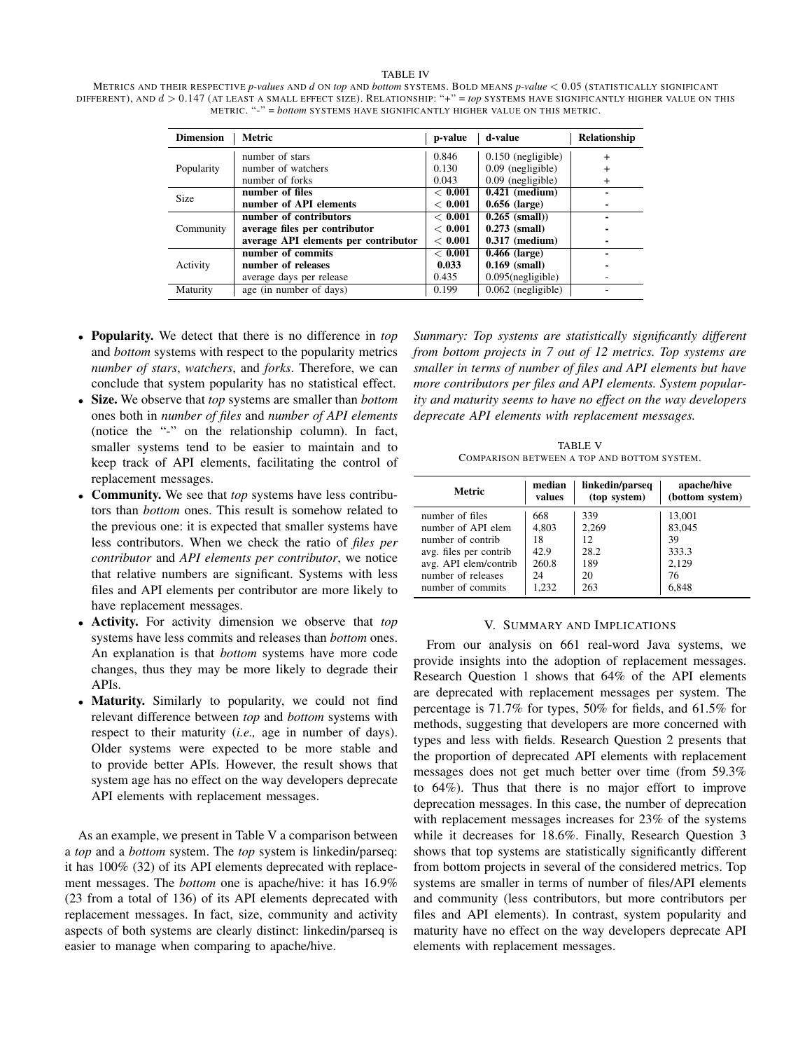TABLE IV

METRICS AND THEIR RESPECTIVE *p-values* AND *d* ON *top* AND *bottom* SYSTEMS. BOLD MEANS *p-value* $< 0.05$ (STATISTICALLY SIGNIFICANT DIFFERENT), AND $d > 0.147$ (AT LEAST A SMALL EFFECT SIZE). RELATIONSHIP: "+" = *top* SYSTEMS HAVE SIGNIFICANTLY HIGHER VALUE ON THIS METRIC. "-" = *bottom* SYSTEMS HAVE SIGNIFICANTLY HIGHER VALUE ON THIS METRIC.

| Dimension | Metric | p-value | d-value | Relationship |
|---|---|---|---|---|
| Popularity | number of stars | 0.846 | 0.150 (negligible) | + |
| | number of watchers | 0.130 | 0.09 (negligible) | + |
| | number of forks | 0.043 | 0.09 (negligible) | + |
| Size | **number of files** | **< 0.001** | **0.421 (medium)** | **-** |
| | **number of API elements** | **< 0.001** | **0.656 (large)** | **-** |
| Community | **number of contributors** | **< 0.001** | **0.265 (small))** | **-** |
| | **average files per contributor** | **< 0.001** | **0.273 (small)** | **-** |
| | **average API elements per contributor** | **< 0.001** | **0.317 (medium)** | **-** |
| Activity | **number of commits** | **< 0.001** | **0.466 (large)** | **-** |
| | **number of releases** | **0.033** | **0.169 (small)** | **-** |
| | average days per release | 0.435 | 0.095(negligible) | - |
| Maturity | age (in number of days) | 0.199 | 0.062 (negligible) | - |

- **Popularity.** We detect that there is no difference in *top* and *bottom* systems with respect to the popularity metrics *number of stars*, *watchers*, and *forks*. Therefore, we can conclude that system popularity has no statistical effect.
- **Size.** We observe that *top* systems are smaller than *bottom* ones both in *number of files* and *number of API elements* (notice the "-" on the relationship column). In fact, smaller systems tend to be easier to maintain and to keep track of API elements, facilitating the control of replacement messages.
- **Community.** We see that *top* systems have less contributors than *bottom* ones. This result is somehow related to the previous one: it is expected that smaller systems have less contributors. When we check the ratio of *files per contributor* and *API elements per contributor*, we notice that relative numbers are significant. Systems with less files and API elements per contributor are more likely to have replacement messages.
- **Activity.** For activity dimension we observe that *top* systems have less commits and releases than *bottom* ones. An explanation is that *bottom* systems have more code changes, thus they may be more likely to degrade their APIs.
- **Maturity.** Similarly to popularity, we could not find relevant difference between *top* and *bottom* systems with respect to their maturity (*i.e.,* age in number of days). Older systems were expected to be more stable and to provide better APIs. However, the result shows that system age has no effect on the way developers deprecate API elements with replacement messages.

As an example, we present in Table V a comparison between a *top* and a *bottom* system. The *top* system is linkedin/parseq: it has 100% (32) of its API elements deprecated with replacement messages. The *bottom* one is apache/hive: it has 16.9% (23 from a total of 136) of its API elements deprecated with replacement messages. In fact, size, community and activity aspects of both systems are clearly distinct: linkedin/parseq is easier to manage when comparing to apache/hive.

*Summary: Top systems are statistically significantly different from bottom projects in 7 out of 12 metrics. Top systems are smaller in terms of number of files and API elements but have more contributors per files and API elements. System popularity and maturity seems to have no effect on the way developers deprecate API elements with replacement messages.*

TABLE V

COMPARISON BETWEEN A TOP AND BOTTOM SYSTEM.

| Metric | median values | linkedin/parseq (top system) | apache/hive (bottom system) |
|---|---|---|---|
| number of files | 668 | 339 | 13,001 |
| number of API elem | 4,803 | 2,269 | 83,045 |
| number of contrib | 18 | 12 | 39 |
| avg. files per contrib | 42.9 | 28.2 | 333.3 |
| avg. API elem/contrib | 260.8 | 189 | 2,129 |
| number of releases | 24 | 20 | 76 |
| number of commits | 1,232 | 263 | 6,848 |

## V. SUMMARY AND IMPLICATIONS

From our analysis on 661 real-word Java systems, we provide insights into the adoption of replacement messages. Research Question 1 shows that 64% of the API elements are deprecated with replacement messages per system. The percentage is 71.7% for types, 50% for fields, and 61.5% for methods, suggesting that developers are more concerned with types and less with fields. Research Question 2 presents that the proportion of deprecated API elements with replacement messages does not get much better over time (from 59.3% to 64%). Thus that there is no major effort to improve deprecation messages. In this case, the number of deprecation with replacement messages increases for 23% of the systems while it decreases for 18.6%. Finally, Research Question 3 shows that top systems are statistically significantly different from bottom projects in several of the considered metrics. Top systems are smaller in terms of number of files/API elements and community (less contributors, but more contributors per files and API elements). In contrast, system popularity and maturity have no effect on the way developers deprecate API elements with replacement messages.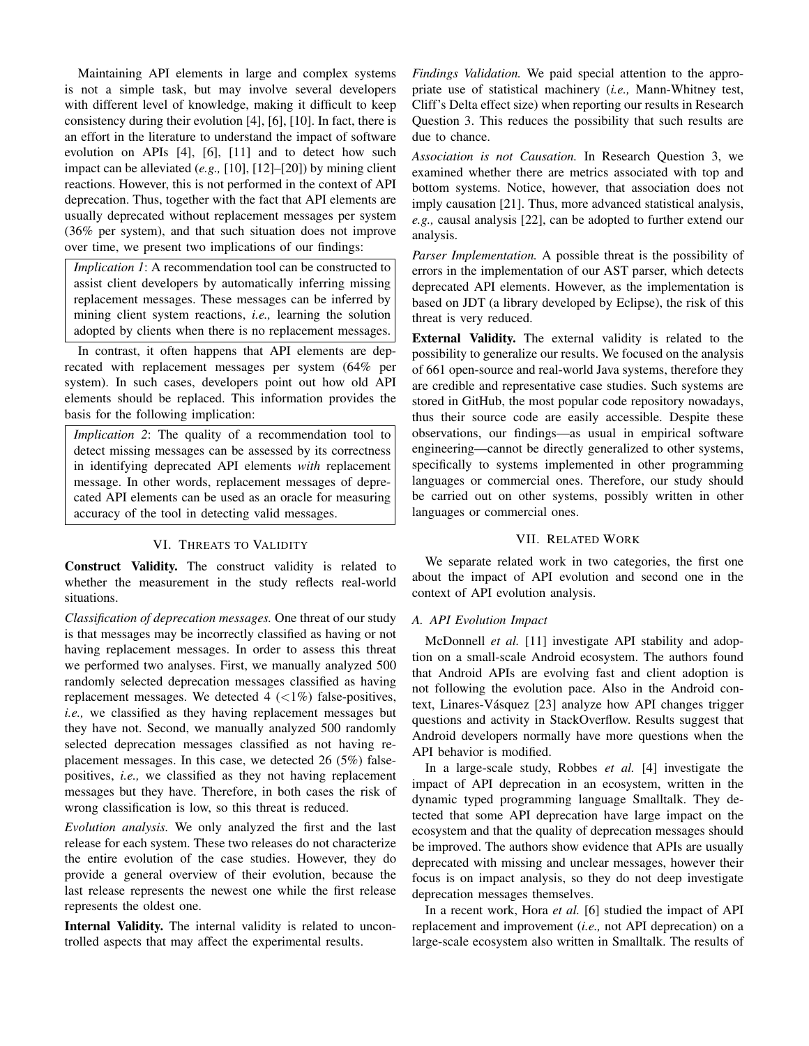Maintaining API elements in large and complex systems is not a simple task, but may involve several developers with different level of knowledge, making it difficult to keep consistency during their evolution [4], [6], [10]. In fact, there is an effort in the literature to understand the impact of software evolution on APIs [4], [6], [11] and to detect how such impact can be alleviated (*e.g.,* [10], [12]–[20]) by mining client reactions. However, this is not performed in the context of API deprecation. Thus, together with the fact that API elements are usually deprecated without replacement messages per system (36% per system), and that such situation does not improve over time, we present two implications of our findings:

> *Implication 1*: A recommendation tool can be constructed to assist client developers by automatically inferring missing replacement messages. These messages can be inferred by mining client system reactions, *i.e.,* learning the solution adopted by clients when there is no replacement messages.

In contrast, it often happens that API elements are deprecated with replacement messages per system (64% per system). In such cases, developers point out how old API elements should be replaced. This information provides the basis for the following implication:

> *Implication 2*: The quality of a recommendation tool to detect missing messages can be assessed by its correctness in identifying deprecated API elements *with* replacement message. In other words, replacement messages of deprecated API elements can be used as an oracle for measuring accuracy of the tool in detecting valid messages.

## VI. Threats to Validity

**Construct Validity.** The construct validity is related to whether the measurement in the study reflects real-world situations.

*Classification of deprecation messages.* One threat of our study is that messages may be incorrectly classified as having or not having replacement messages. In order to assess this threat we performed two analyses. First, we manually analyzed 500 randomly selected deprecation messages classified as having replacement messages. We detected 4 ($<$1%) false-positives, *i.e.,* we classified as they having replacement messages but they have not. Second, we manually analyzed 500 randomly selected deprecation messages classified as not having replacement messages. In this case, we detected 26 (5%) false-positives, *i.e.,* we classified as they not having replacement messages but they have. Therefore, in both cases the risk of wrong classification is low, so this threat is reduced.

*Evolution analysis.* We only analyzed the first and the last release for each system. These two releases do not characterize the entire evolution of the case studies. However, they do provide a general overview of their evolution, because the last release represents the newest one while the first release represents the oldest one.

**Internal Validity.** The internal validity is related to uncontrolled aspects that may affect the experimental results.

*Findings Validation.* We paid special attention to the appropriate use of statistical machinery (*i.e.,* Mann-Whitney test, Cliff's Delta effect size) when reporting our results in Research Question 3. This reduces the possibility that such results are due to chance.

*Association is not Causation.* In Research Question 3, we examined whether there are metrics associated with top and bottom systems. Notice, however, that association does not imply causation [21]. Thus, more advanced statistical analysis, *e.g.,* causal analysis [22], can be adopted to further extend our analysis.

*Parser Implementation.* A possible threat is the possibility of errors in the implementation of our AST parser, which detects deprecated API elements. However, as the implementation is based on JDT (a library developed by Eclipse), the risk of this threat is very reduced.

**External Validity.** The external validity is related to the possibility to generalize our results. We focused on the analysis of 661 open-source and real-world Java systems, therefore they are credible and representative case studies. Such systems are stored in GitHub, the most popular code repository nowadays, thus their source code are easily accessible. Despite these observations, our findings—as usual in empirical software engineering—cannot be directly generalized to other systems, specifically to systems implemented in other programming languages or commercial ones. Therefore, our study should be carried out on other systems, possibly written in other languages or commercial ones.

## VII. Related Work

We separate related work in two categories, the first one about the impact of API evolution and second one in the context of API evolution analysis.

### A. API Evolution Impact

McDonnell *et al.* [11] investigate API stability and adoption on a small-scale Android ecosystem. The authors found that Android APIs are evolving fast and client adoption is not following the evolution pace. Also in the Android context, Linares-Vásquez [23] analyze how API changes trigger questions and activity in StackOverflow. Results suggest that Android developers normally have more questions when the API behavior is modified.

In a large-scale study, Robbes *et al.* [4] investigate the impact of API deprecation in an ecosystem, written in the dynamic typed programming language Smalltalk. They detected that some API deprecation have large impact on the ecosystem and that the quality of deprecation messages should be improved. The authors show evidence that APIs are usually deprecated with missing and unclear messages, however their focus is on impact analysis, so they do not deep investigate deprecation messages themselves.

In a recent work, Hora *et al.* [6] studied the impact of API replacement and improvement (*i.e.,* not API deprecation) on a large-scale ecosystem also written in Smalltalk. The results of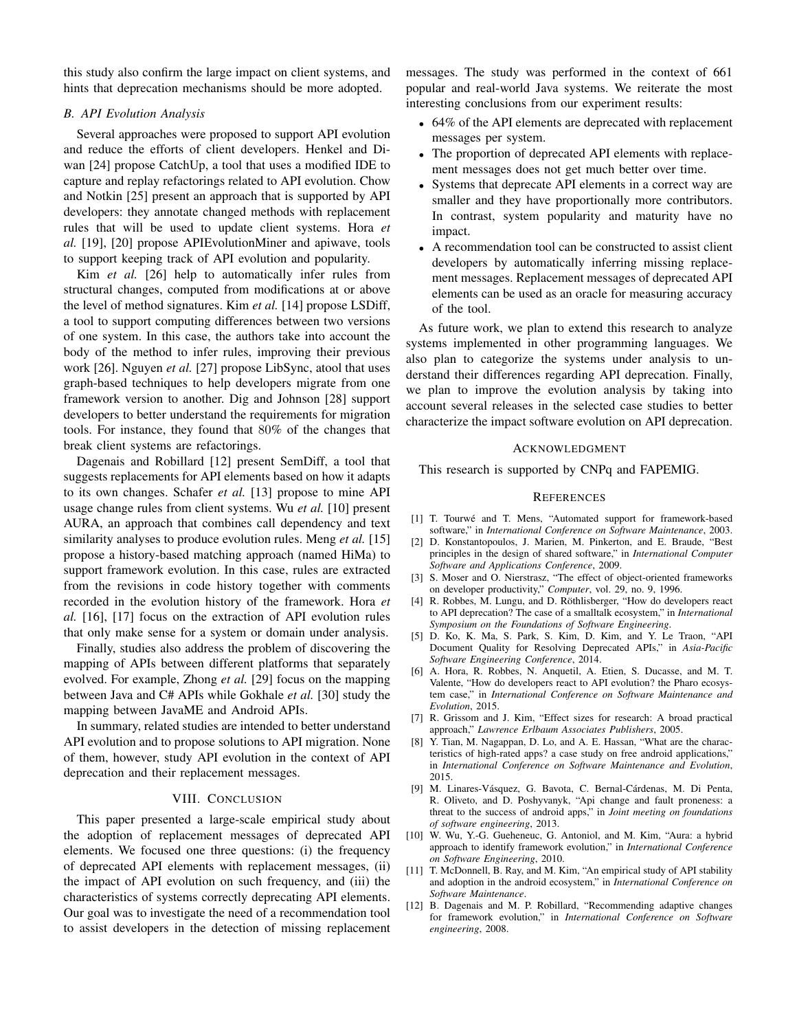this study also confirm the large impact on client systems, and hints that deprecation mechanisms should be more adopted.

### B. API Evolution Analysis

Several approaches were proposed to support API evolution and reduce the efforts of client developers. Henkel and Diwan [24] propose CatchUp, a tool that uses a modified IDE to capture and replay refactorings related to API evolution. Chow and Notkin [25] present an approach that is supported by API developers: they annotate changed methods with replacement rules that will be used to update client systems. Hora *et al.* [19], [20] propose APIEvolutionMiner and apiwave, tools to support keeping track of API evolution and popularity.

Kim *et al.* [26] help to automatically infer rules from structural changes, computed from modifications at or above the level of method signatures. Kim *et al.* [14] propose LSDiff, a tool to support computing differences between two versions of one system. In this case, the authors take into account the body of the method to infer rules, improving their previous work [26]. Nguyen *et al.* [27] propose LibSync, atool that uses graph-based techniques to help developers migrate from one framework version to another. Dig and Johnson [28] support developers to better understand the requirements for migration tools. For instance, they found that 80% of the changes that break client systems are refactorings.

Dagenais and Robillard [12] present SemDiff, a tool that suggests replacements for API elements based on how it adapts to its own changes. Schafer *et al.* [13] propose to mine API usage change rules from client systems. Wu *et al.* [10] present AURA, an approach that combines call dependency and text similarity analyses to produce evolution rules. Meng *et al.* [15] propose a history-based matching approach (named HiMa) to support framework evolution. In this case, rules are extracted from the revisions in code history together with comments recorded in the evolution history of the framework. Hora *et al.* [16], [17] focus on the extraction of API evolution rules that only make sense for a system or domain under analysis.

Finally, studies also address the problem of discovering the mapping of APIs between different platforms that separately evolved. For example, Zhong *et al.* [29] focus on the mapping between Java and C# APIs while Gokhale *et al.* [30] study the mapping between JavaME and Android APIs.

In summary, related studies are intended to better understand API evolution and to propose solutions to API migration. None of them, however, study API evolution in the context of API deprecation and their replacement messages.

## VIII. Conclusion

This paper presented a large-scale empirical study about the adoption of replacement messages of deprecated API elements. We focused one three questions: (i) the frequency of deprecated API elements with replacement messages, (ii) the impact of API evolution on such frequency, and (iii) the characteristics of systems correctly deprecating API elements. Our goal was to investigate the need of a recommendation tool to assist developers in the detection of missing replacement messages. The study was performed in the context of 661 popular and real-world Java systems. We reiterate the most interesting conclusions from our experiment results:

- 64% of the API elements are deprecated with replacement messages per system.
- The proportion of deprecated API elements with replacement messages does not get much better over time.
- Systems that deprecate API elements in a correct way are smaller and they have proportionally more contributors. In contrast, system popularity and maturity have no impact.
- A recommendation tool can be constructed to assist client developers by automatically inferring missing replacement messages. Replacement messages of deprecated API elements can be used as an oracle for measuring accuracy of the tool.

As future work, we plan to extend this research to analyze systems implemented in other programming languages. We also plan to categorize the systems under analysis to understand their differences regarding API deprecation. Finally, we plan to improve the evolution analysis by taking into account several releases in the selected case studies to better characterize the impact software evolution on API deprecation.

## Acknowledgment

This research is supported by CNPq and FAPEMIG.

## References

[1] T. Tourwé and T. Mens, "Automated support for framework-based software," in *International Conference on Software Maintenance*, 2003.

[2] D. Konstantopoulos, J. Marien, M. Pinkerton, and E. Braude, "Best principles in the design of shared software," in *International Computer Software and Applications Conference*, 2009.

[3] S. Moser and O. Nierstrasz, "The effect of object-oriented frameworks on developer productivity," *Computer*, vol. 29, no. 9, 1996.

[4] R. Robbes, M. Lungu, and D. Röthlisberger, "How do developers react to API deprecation? The case of a smalltalk ecosystem," in *International Symposium on the Foundations of Software Engineering*.

[5] D. Ko, K. Ma, S. Park, S. Kim, D. Kim, and Y. Le Traon, "API Document Quality for Resolving Deprecated APIs," in *Asia-Pacific Software Engineering Conference*, 2014.

[6] A. Hora, R. Robbes, N. Anquetil, A. Etien, S. Ducasse, and M. T. Valente, "How do developers react to API evolution? the Pharo ecosystem case," in *International Conference on Software Maintenance and Evolution*, 2015.

[7] R. Grissom and J. Kim, "Effect sizes for research: A broad practical approach," *Lawrence Erlbaum Associates Publishers*, 2005.

[8] Y. Tian, M. Nagappan, D. Lo, and A. E. Hassan, "What are the characteristics of high-rated apps? a case study on free android applications," in *International Conference on Software Maintenance and Evolution*, 2015.

[9] M. Linares-Vásquez, G. Bavota, C. Bernal-Cárdenas, M. Di Penta, R. Oliveto, and D. Poshyvanyk, "Api change and fault proneness: a threat to the success of android apps," in *Joint meeting on foundations of software engineering*, 2013.

[10] W. Wu, Y.-G. Gueheneuc, G. Antoniol, and M. Kim, "Aura: a hybrid approach to identify framework evolution," in *International Conference on Software Engineering*, 2010.

[11] T. McDonnell, B. Ray, and M. Kim, "An empirical study of API stability and adoption in the android ecosystem," in *International Conference on Software Maintenance*.

[12] B. Dagenais and M. P. Robillard, "Recommending adaptive changes for framework evolution," in *International Conference on Software engineering*, 2008.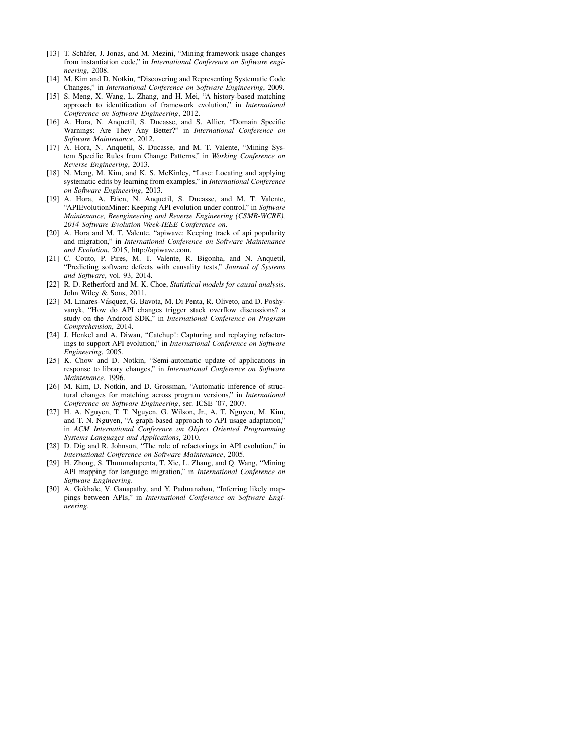[13] T. Schäfer, J. Jonas, and M. Mezini, "Mining framework usage changes from instantiation code," in *International Conference on Software engineering*, 2008.

[14] M. Kim and D. Notkin, "Discovering and Representing Systematic Code Changes," in *International Conference on Software Engineering*, 2009.

[15] S. Meng, X. Wang, L. Zhang, and H. Mei, "A history-based matching approach to identification of framework evolution," in *International Conference on Software Engineering*, 2012.

[16] A. Hora, N. Anquetil, S. Ducasse, and S. Allier, "Domain Specific Warnings: Are They Any Better?" in *International Conference on Software Maintenance*, 2012.

[17] A. Hora, N. Anquetil, S. Ducasse, and M. T. Valente, "Mining System Specific Rules from Change Patterns," in *Working Conference on Reverse Engineering*, 2013.

[18] N. Meng, M. Kim, and K. S. McKinley, "Lase: Locating and applying systematic edits by learning from examples," in *International Conference on Software Engineering*, 2013.

[19] A. Hora, A. Etien, N. Anquetil, S. Ducasse, and M. T. Valente, "APIEvolutionMiner: Keeping API evolution under control," in *Software Maintenance, Reengineering and Reverse Engineering (CSMR-WCRE), 2014 Software Evolution Week-IEEE Conference on*.

[20] A. Hora and M. T. Valente, "apiwave: Keeping track of api popularity and migration," in *International Conference on Software Maintenance and Evolution*, 2015, http://apiwave.com.

[21] C. Couto, P. Pires, M. T. Valente, R. Bigonha, and N. Anquetil, "Predicting software defects with causality tests," *Journal of Systems and Software*, vol. 93, 2014.

[22] R. D. Retherford and M. K. Choe, *Statistical models for causal analysis*. John Wiley & Sons, 2011.

[23] M. Linares-Vásquez, G. Bavota, M. Di Penta, R. Oliveto, and D. Poshyvanyk, "How do API changes trigger stack overflow discussions? a study on the Android SDK," in *International Conference on Program Comprehension*, 2014.

[24] J. Henkel and A. Diwan, "Catchup!: Capturing and replaying refactorings to support API evolution," in *International Conference on Software Engineering*, 2005.

[25] K. Chow and D. Notkin, "Semi-automatic update of applications in response to library changes," in *International Conference on Software Maintenance*, 1996.

[26] M. Kim, D. Notkin, and D. Grossman, "Automatic inference of structural changes for matching across program versions," in *International Conference on Software Engineering*, ser. ICSE '07, 2007.

[27] H. A. Nguyen, T. T. Nguyen, G. Wilson, Jr., A. T. Nguyen, M. Kim, and T. N. Nguyen, "A graph-based approach to API usage adaptation," in *ACM International Conference on Object Oriented Programming Systems Languages and Applications*, 2010.

[28] D. Dig and R. Johnson, "The role of refactorings in API evolution," in *International Conference on Software Maintenance*, 2005.

[29] H. Zhong, S. Thummalapenta, T. Xie, L. Zhang, and Q. Wang, "Mining API mapping for language migration," in *International Conference on Software Engineering*.

[30] A. Gokhale, V. Ganapathy, and Y. Padmanaban, "Inferring likely mappings between APIs," in *International Conference on Software Engineering*.